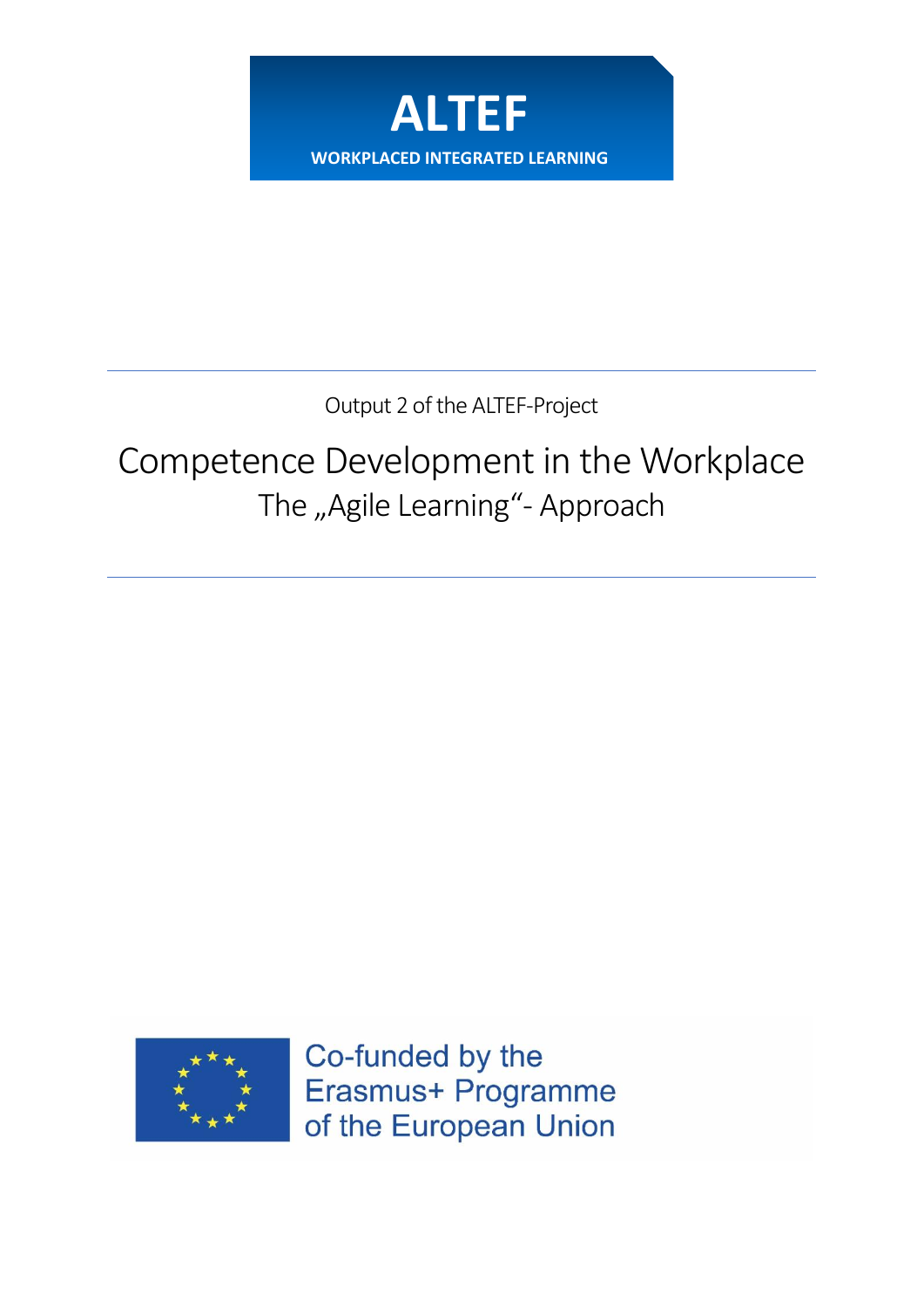**ALTEF**

**WORKPLACED INTEGRATED LEARNING**

---

Output 2 of the ALTEF-Project

# Competence Development in the Workplace

## The „Agile Learning“- Approach

---

Co-funded by the Erasmus+ Programme of the European Union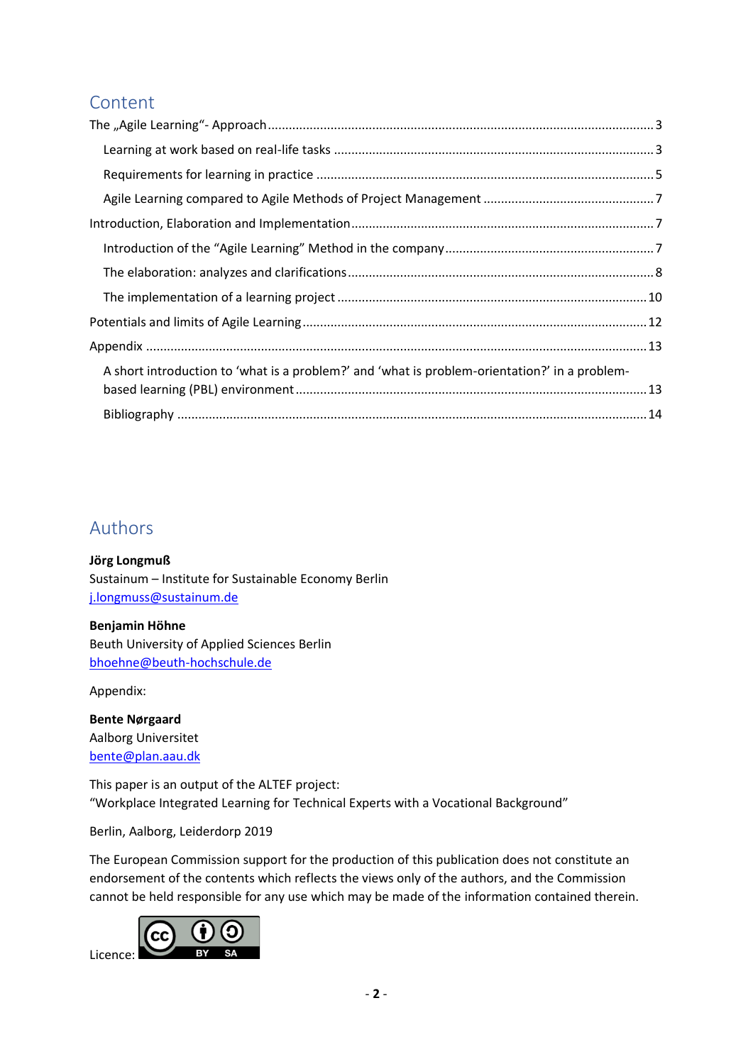## Content

The „Agile Learning"- Approach ........ 3

- Learning at work based on real-life tasks ........ 3
- Requirements for learning in practice ........ 5
- Agile Learning compared to Agile Methods of Project Management ........ 7

Introduction, Elaboration and Implementation ........ 7

- Introduction of the "Agile Learning" Method in the company ........ 7
- The elaboration: analyzes and clarifications ........ 8
- The implementation of a learning project ........ 10

Potentials and limits of Agile Learning ........ 12

Appendix ........ 13

- A short introduction to 'what is a problem?' and 'what is problem-orientation?' in a problem-based learning (PBL) environment ........ 13
- Bibliography ........ 14

## Authors

**Jörg Longmuß**
Sustainum – Institute for Sustainable Economy Berlin
j.longmuss@sustainum.de

**Benjamin Höhne**
Beuth University of Applied Sciences Berlin
bhoehne@beuth-hochschule.de

Appendix:

**Bente Nørgaard**
Aalborg Universitet
bente@plan.aau.dk

This paper is an output of the ALTEF project:
"Workplace Integrated Learning for Technical Experts with a Vocational Background"

Berlin, Aalborg, Leiderdorp 2019

The European Commission support for the production of this publication does not constitute an endorsement of the contents which reflects the views only of the authors, and the Commission cannot be held responsible for any use which may be made of the information contained therein.

Licence: CC BY SA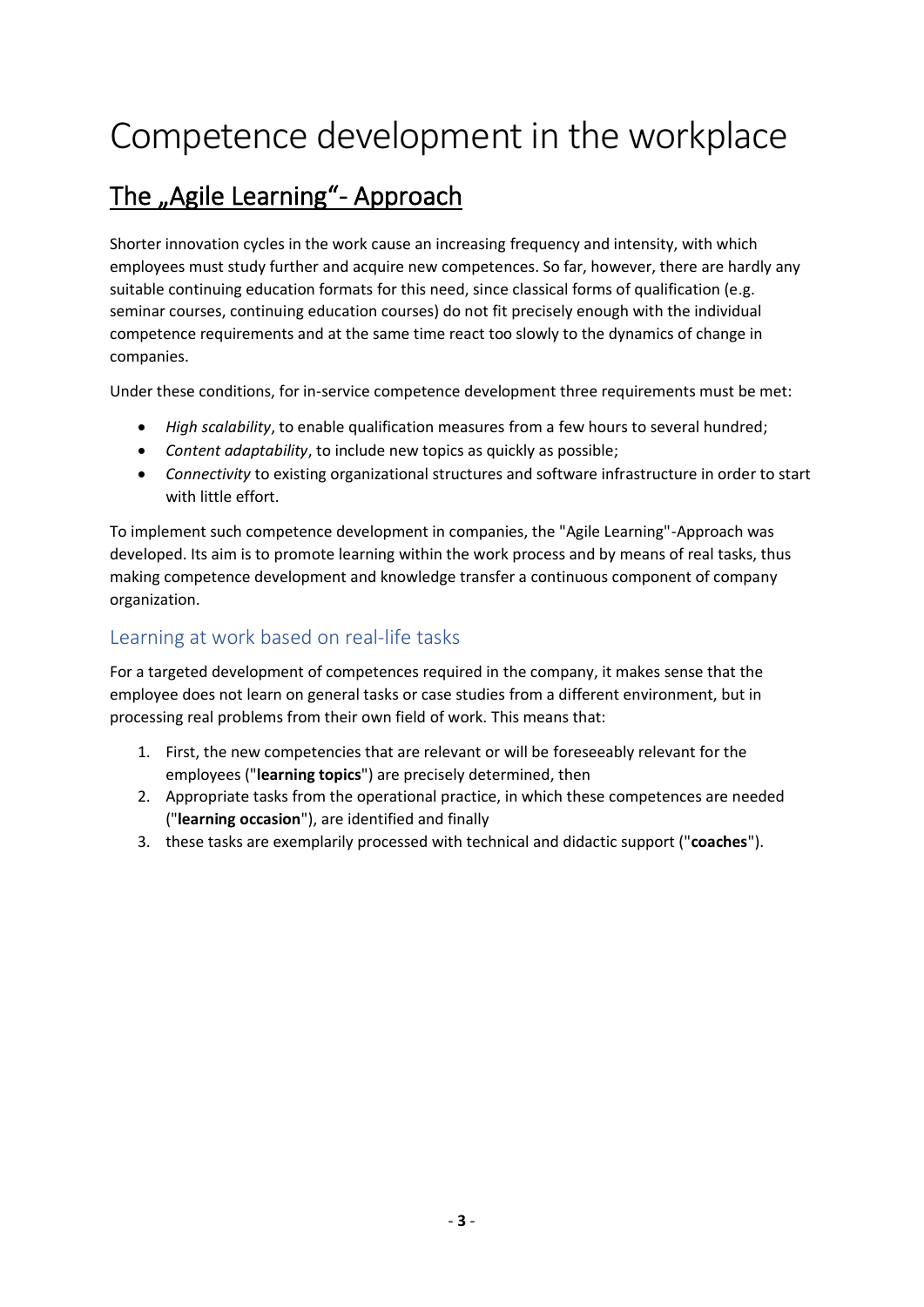# Competence development in the workplace

## The „Agile Learning“- Approach

Shorter innovation cycles in the work cause an increasing frequency and intensity, with which employees must study further and acquire new competences. So far, however, there are hardly any suitable continuing education formats for this need, since classical forms of qualification (e.g. seminar courses, continuing education courses) do not fit precisely enough with the individual competence requirements and at the same time react too slowly to the dynamics of change in companies.

Under these conditions, for in-service competence development three requirements must be met:

- *High scalability*, to enable qualification measures from a few hours to several hundred;
- *Content adaptability*, to include new topics as quickly as possible;
- *Connectivity* to existing organizational structures and software infrastructure in order to start with little effort.

To implement such competence development in companies, the "Agile Learning"-Approach was developed. Its aim is to promote learning within the work process and by means of real tasks, thus making competence development and knowledge transfer a continuous component of company organization.

### Learning at work based on real-life tasks

For a targeted development of competences required in the company, it makes sense that the employee does not learn on general tasks or case studies from a different environment, but in processing real problems from their own field of work. This means that:

1. First, the new competencies that are relevant or will be foreseeably relevant for the employees ("**learning topics**") are precisely determined, then
2. Appropriate tasks from the operational practice, in which these competences are needed ("**learning occasion**"), are identified and finally
3. these tasks are exemplarily processed with technical and didactic support ("**coaches**").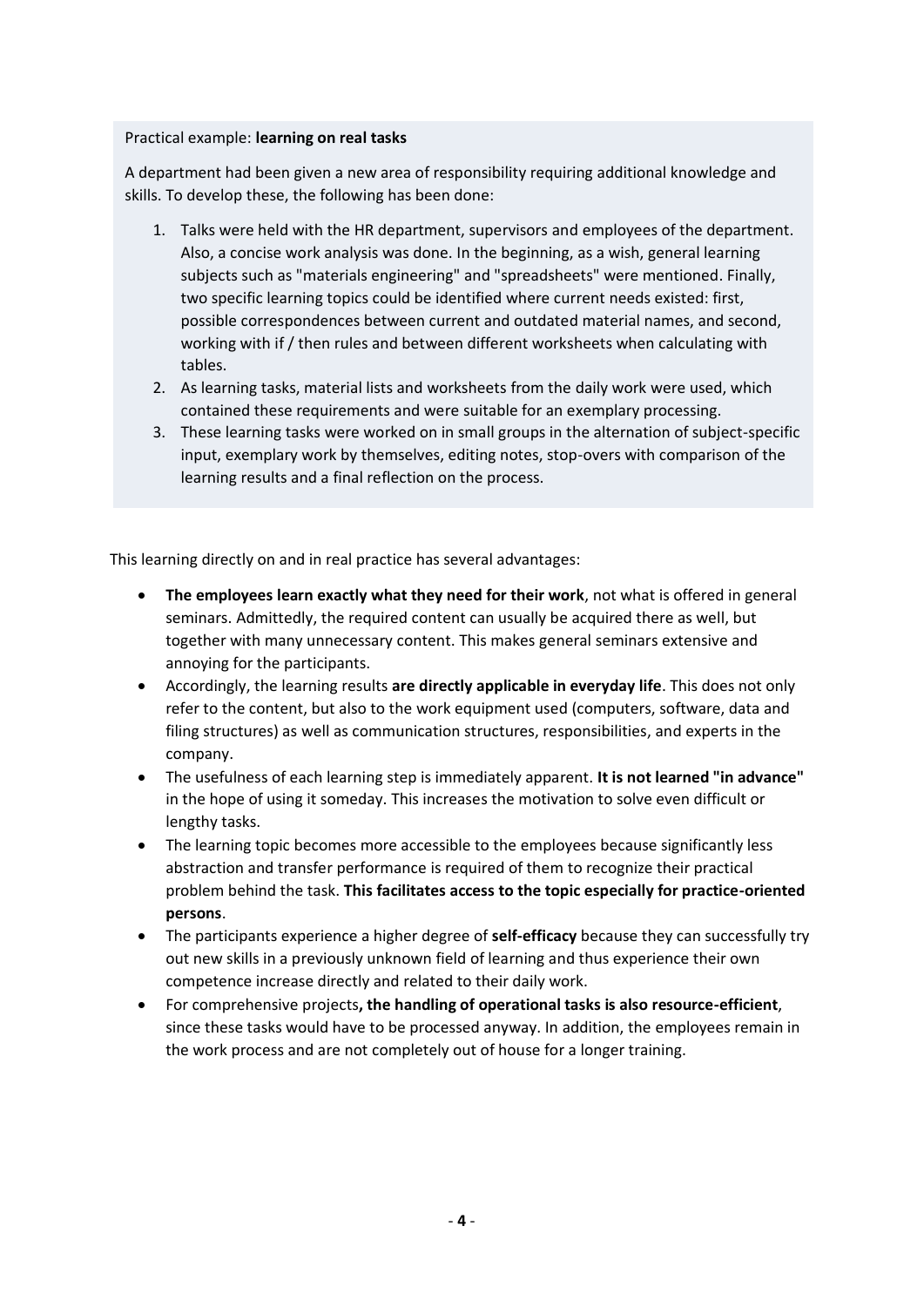Practical example: **learning on real tasks**

A department had been given a new area of responsibility requiring additional knowledge and skills. To develop these, the following has been done:

1. Talks were held with the HR department, supervisors and employees of the department. Also, a concise work analysis was done. In the beginning, as a wish, general learning subjects such as "materials engineering" and "spreadsheets" were mentioned. Finally, two specific learning topics could be identified where current needs existed: first, possible correspondences between current and outdated material names, and second, working with if / then rules and between different worksheets when calculating with tables.
2. As learning tasks, material lists and worksheets from the daily work were used, which contained these requirements and were suitable for an exemplary processing.
3. These learning tasks were worked on in small groups in the alternation of subject-specific input, exemplary work by themselves, editing notes, stop-overs with comparison of the learning results and a final reflection on the process.

This learning directly on and in real practice has several advantages:

- **The employees learn exactly what they need for their work**, not what is offered in general seminars. Admittedly, the required content can usually be acquired there as well, but together with many unnecessary content. This makes general seminars extensive and annoying for the participants.
- Accordingly, the learning results **are directly applicable in everyday life**. This does not only refer to the content, but also to the work equipment used (computers, software, data and filing structures) as well as communication structures, responsibilities, and experts in the company.
- The usefulness of each learning step is immediately apparent. **It is not learned "in advance"** in the hope of using it someday. This increases the motivation to solve even difficult or lengthy tasks.
- The learning topic becomes more accessible to the employees because significantly less abstraction and transfer performance is required of them to recognize their practical problem behind the task. **This facilitates access to the topic especially for practice-oriented persons**.
- The participants experience a higher degree of **self-efficacy** because they can successfully try out new skills in a previously unknown field of learning and thus experience their own competence increase directly and related to their daily work.
- For comprehensive projects**, the handling of operational tasks is also resource-efficient**, since these tasks would have to be processed anyway. In addition, the employees remain in the work process and are not completely out of house for a longer training.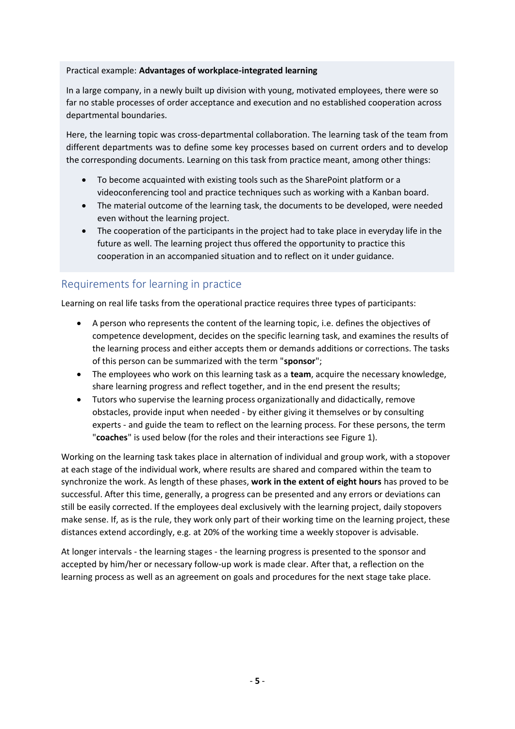Practical example: **Advantages of workplace-integrated learning**

In a large company, in a newly built up division with young, motivated employees, there were so far no stable processes of order acceptance and execution and no established cooperation across departmental boundaries.

Here, the learning topic was cross-departmental collaboration. The learning task of the team from different departments was to define some key processes based on current orders and to develop the corresponding documents. Learning on this task from practice meant, among other things:

- To become acquainted with existing tools such as the SharePoint platform or a videoconferencing tool and practice techniques such as working with a Kanban board.
- The material outcome of the learning task, the documents to be developed, were needed even without the learning project.
- The cooperation of the participants in the project had to take place in everyday life in the future as well. The learning project thus offered the opportunity to practice this cooperation in an accompanied situation and to reflect on it under guidance.

## Requirements for learning in practice

Learning on real life tasks from the operational practice requires three types of participants:

- A person who represents the content of the learning topic, i.e. defines the objectives of competence development, decides on the specific learning task, and examines the results of the learning process and either accepts them or demands additions or corrections. The tasks of this person can be summarized with the term "**sponsor**";
- The employees who work on this learning task as a **team**, acquire the necessary knowledge, share learning progress and reflect together, and in the end present the results;
- Tutors who supervise the learning process organizationally and didactically, remove obstacles, provide input when needed - by either giving it themselves or by consulting experts - and guide the team to reflect on the learning process. For these persons, the term "**coaches**" is used below (for the roles and their interactions see Figure 1).

Working on the learning task takes place in alternation of individual and group work, with a stopover at each stage of the individual work, where results are shared and compared within the team to synchronize the work. As length of these phases, **work in the extent of eight hours** has proved to be successful. After this time, generally, a progress can be presented and any errors or deviations can still be easily corrected. If the employees deal exclusively with the learning project, daily stopovers make sense. If, as is the rule, they work only part of their working time on the learning project, these distances extend accordingly, e.g. at 20% of the working time a weekly stopover is advisable.

At longer intervals - the learning stages - the learning progress is presented to the sponsor and accepted by him/her or necessary follow-up work is made clear. After that, a reflection on the learning process as well as an agreement on goals and procedures for the next stage take place.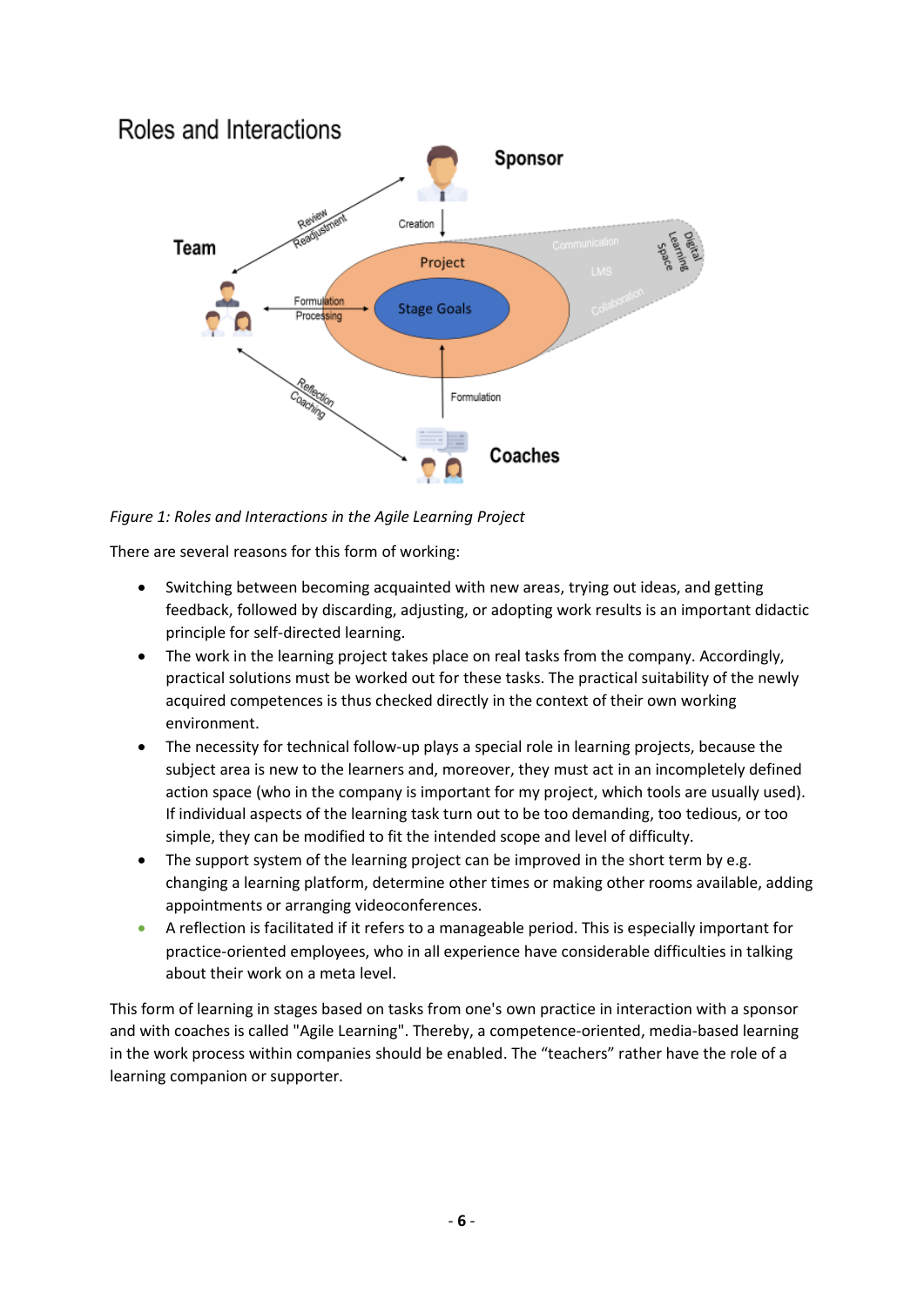*Figure 1: Roles and Interactions in the Agile Learning Project*

There are several reasons for this form of working:

- Switching between becoming acquainted with new areas, trying out ideas, and getting feedback, followed by discarding, adjusting, or adopting work results is an important didactic principle for self-directed learning.
- The work in the learning project takes place on real tasks from the company. Accordingly, practical solutions must be worked out for these tasks. The practical suitability of the newly acquired competences is thus checked directly in the context of their own working environment.
- The necessity for technical follow-up plays a special role in learning projects, because the subject area is new to the learners and, moreover, they must act in an incompletely defined action space (who in the company is important for my project, which tools are usually used). If individual aspects of the learning task turn out to be too demanding, too tedious, or too simple, they can be modified to fit the intended scope and level of difficulty.
- The support system of the learning project can be improved in the short term by e.g. changing a learning platform, determine other times or making other rooms available, adding appointments or arranging videoconferences.
- A reflection is facilitated if it refers to a manageable period. This is especially important for practice-oriented employees, who in all experience have considerable difficulties in talking about their work on a meta level.

This form of learning in stages based on tasks from one's own practice in interaction with a sponsor and with coaches is called "Agile Learning". Thereby, a competence-oriented, media-based learning in the work process within companies should be enabled. The “teachers” rather have the role of a learning companion or supporter.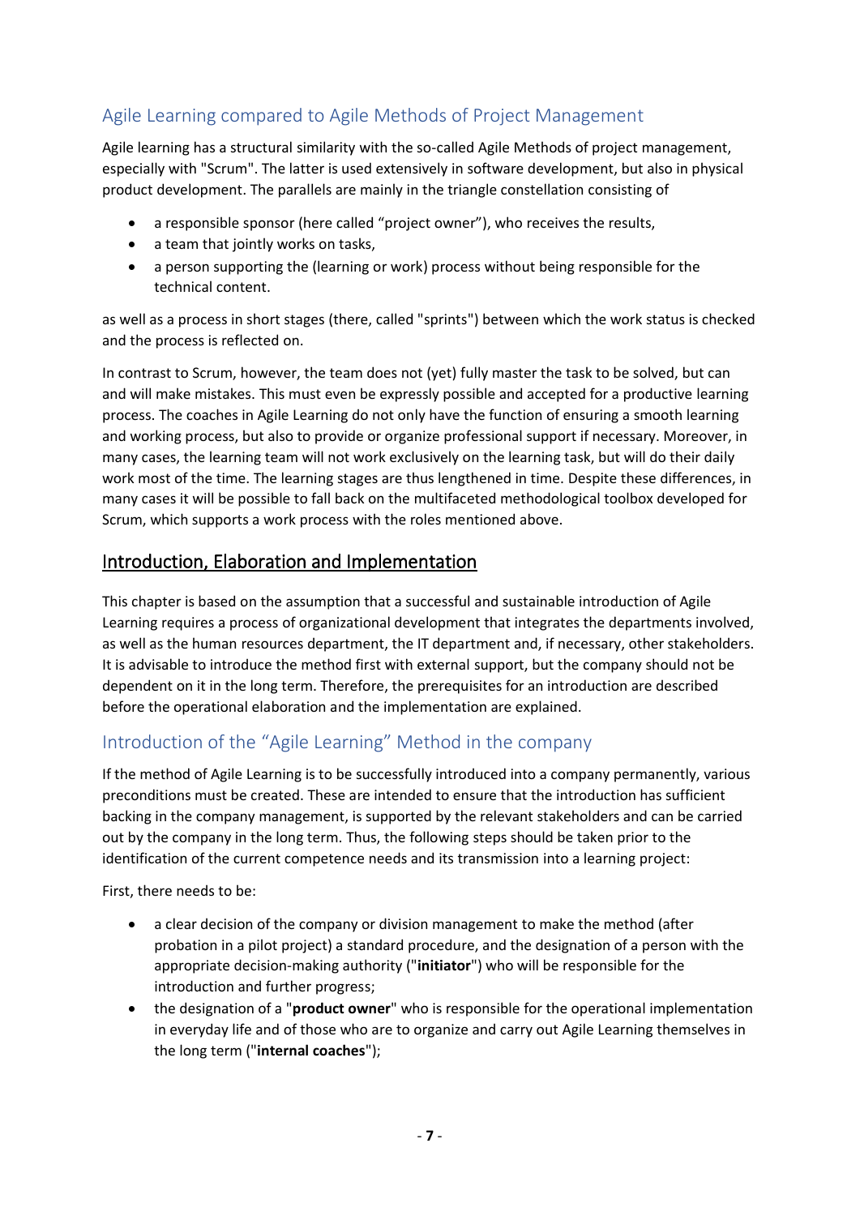## Agile Learning compared to Agile Methods of Project Management

Agile learning has a structural similarity with the so-called Agile Methods of project management, especially with "Scrum". The latter is used extensively in software development, but also in physical product development. The parallels are mainly in the triangle constellation consisting of

- a responsible sponsor (here called “project owner”), who receives the results,
- a team that jointly works on tasks,
- a person supporting the (learning or work) process without being responsible for the technical content.

as well as a process in short stages (there, called "sprints") between which the work status is checked and the process is reflected on.

In contrast to Scrum, however, the team does not (yet) fully master the task to be solved, but can and will make mistakes. This must even be expressly possible and accepted for a productive learning process. The coaches in Agile Learning do not only have the function of ensuring a smooth learning and working process, but also to provide or organize professional support if necessary. Moreover, in many cases, the learning team will not work exclusively on the learning task, but will do their daily work most of the time. The learning stages are thus lengthened in time. Despite these differences, in many cases it will be possible to fall back on the multifaceted methodological toolbox developed for Scrum, which supports a work process with the roles mentioned above.

# Introduction, Elaboration and Implementation

This chapter is based on the assumption that a successful and sustainable introduction of Agile Learning requires a process of organizational development that integrates the departments involved, as well as the human resources department, the IT department and, if necessary, other stakeholders. It is advisable to introduce the method first with external support, but the company should not be dependent on it in the long term. Therefore, the prerequisites for an introduction are described before the operational elaboration and the implementation are explained.

## Introduction of the “Agile Learning” Method in the company

If the method of Agile Learning is to be successfully introduced into a company permanently, various preconditions must be created. These are intended to ensure that the introduction has sufficient backing in the company management, is supported by the relevant stakeholders and can be carried out by the company in the long term. Thus, the following steps should be taken prior to the identification of the current competence needs and its transmission into a learning project:

First, there needs to be:

- a clear decision of the company or division management to make the method (after probation in a pilot project) a standard procedure, and the designation of a person with the appropriate decision-making authority ("**initiator**") who will be responsible for the introduction and further progress;
- the designation of a "**product owner**" who is responsible for the operational implementation in everyday life and of those who are to organize and carry out Agile Learning themselves in the long term ("**internal coaches**");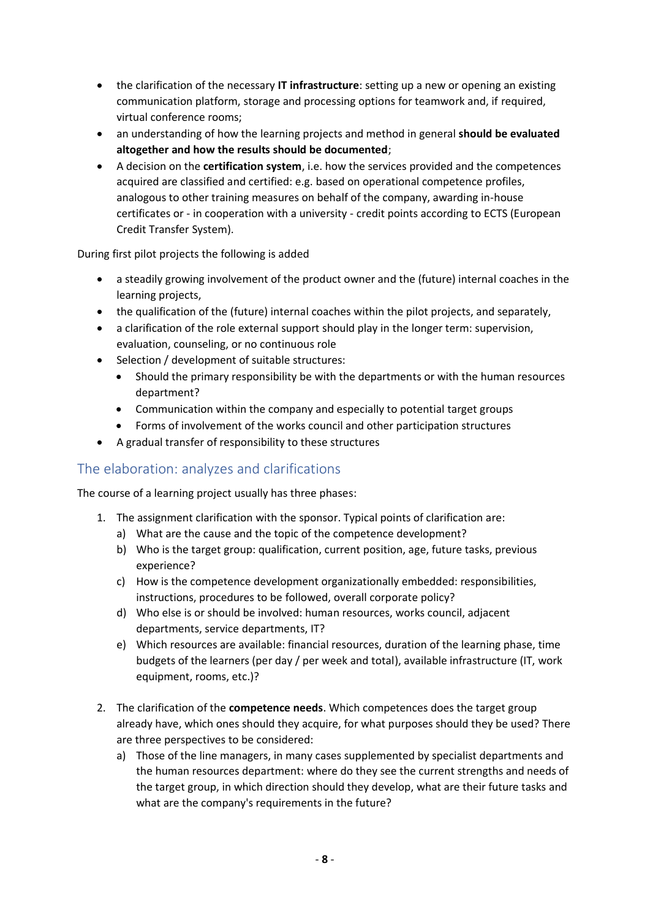- the clarification of the necessary **IT infrastructure**: setting up a new or opening an existing communication platform, storage and processing options for teamwork and, if required, virtual conference rooms;
- an understanding of how the learning projects and method in general **should be evaluated altogether and how the results should be documented**;
- A decision on the **certification system**, i.e. how the services provided and the competences acquired are classified and certified: e.g. based on operational competence profiles, analogous to other training measures on behalf of the company, awarding in-house certificates or - in cooperation with a university - credit points according to ECTS (European Credit Transfer System).

During first pilot projects the following is added

- a steadily growing involvement of the product owner and the (future) internal coaches in the learning projects,
- the qualification of the (future) internal coaches within the pilot projects, and separately,
- a clarification of the role external support should play in the longer term: supervision, evaluation, counseling, or no continuous role
- Selection / development of suitable structures:
  - Should the primary responsibility be with the departments or with the human resources department?
  - Communication within the company and especially to potential target groups
  - Forms of involvement of the works council and other participation structures
- A gradual transfer of responsibility to these structures

## The elaboration: analyzes and clarifications

The course of a learning project usually has three phases:

1. The assignment clarification with the sponsor. Typical points of clarification are:
   a) What are the cause and the topic of the competence development?
   b) Who is the target group: qualification, current position, age, future tasks, previous experience?
   c) How is the competence development organizationally embedded: responsibilities, instructions, procedures to be followed, overall corporate policy?
   d) Who else is or should be involved: human resources, works council, adjacent departments, service departments, IT?
   e) Which resources are available: financial resources, duration of the learning phase, time budgets of the learners (per day / per week and total), available infrastructure (IT, work equipment, rooms, etc.)?

2. The clarification of the **competence needs**. Which competences does the target group already have, which ones should they acquire, for what purposes should they be used? There are three perspectives to be considered:
   a) Those of the line managers, in many cases supplemented by specialist departments and the human resources department: where do they see the current strengths and needs of the target group, in which direction should they develop, what are their future tasks and what are the company's requirements in the future?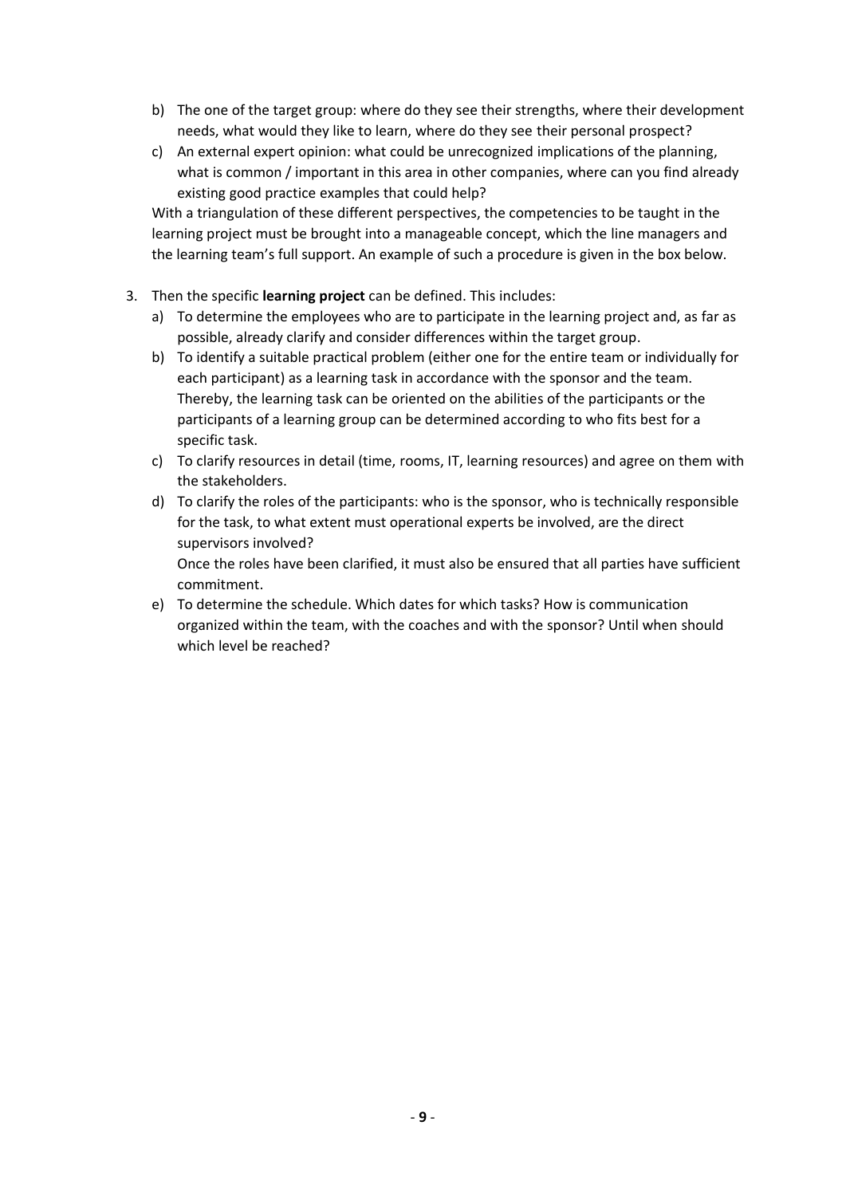b) The one of the target group: where do they see their strengths, where their development needs, what would they like to learn, where do they see their personal prospect?
c) An external expert opinion: what could be unrecognized implications of the planning, what is common / important in this area in other companies, where can you find already existing good practice examples that could help?

With a triangulation of these different perspectives, the competencies to be taught in the learning project must be brought into a manageable concept, which the line managers and the learning team's full support. An example of such a procedure is given in the box below.

3. Then the specific **learning project** can be defined. This includes:
   a) To determine the employees who are to participate in the learning project and, as far as possible, already clarify and consider differences within the target group.
   b) To identify a suitable practical problem (either one for the entire team or individually for each participant) as a learning task in accordance with the sponsor and the team. Thereby, the learning task can be oriented on the abilities of the participants or the participants of a learning group can be determined according to who fits best for a specific task.
   c) To clarify resources in detail (time, rooms, IT, learning resources) and agree on them with the stakeholders.
   d) To clarify the roles of the participants: who is the sponsor, who is technically responsible for the task, to what extent must operational experts be involved, are the direct supervisors involved?
      Once the roles have been clarified, it must also be ensured that all parties have sufficient commitment.
   e) To determine the schedule. Which dates for which tasks? How is communication organized within the team, with the coaches and with the sponsor? Until when should which level be reached?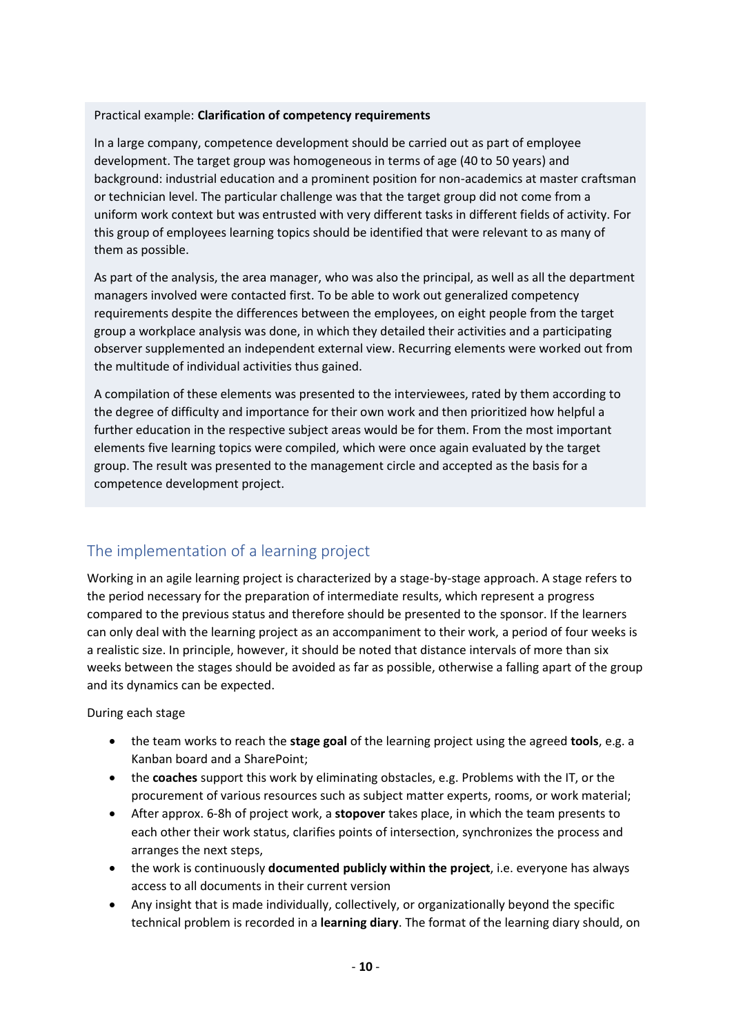Practical example: **Clarification of competency requirements**

In a large company, competence development should be carried out as part of employee development. The target group was homogeneous in terms of age (40 to 50 years) and background: industrial education and a prominent position for non-academics at master craftsman or technician level. The particular challenge was that the target group did not come from a uniform work context but was entrusted with very different tasks in different fields of activity. For this group of employees learning topics should be identified that were relevant to as many of them as possible.

As part of the analysis, the area manager, who was also the principal, as well as all the department managers involved were contacted first. To be able to work out generalized competency requirements despite the differences between the employees, on eight people from the target group a workplace analysis was done, in which they detailed their activities and a participating observer supplemented an independent external view. Recurring elements were worked out from the multitude of individual activities thus gained.

A compilation of these elements was presented to the interviewees, rated by them according to the degree of difficulty and importance for their own work and then prioritized how helpful a further education in the respective subject areas would be for them. From the most important elements five learning topics were compiled, which were once again evaluated by the target group. The result was presented to the management circle and accepted as the basis for a competence development project.

## The implementation of a learning project

Working in an agile learning project is characterized by a stage-by-stage approach. A stage refers to the period necessary for the preparation of intermediate results, which represent a progress compared to the previous status and therefore should be presented to the sponsor. If the learners can only deal with the learning project as an accompaniment to their work, a period of four weeks is a realistic size. In principle, however, it should be noted that distance intervals of more than six weeks between the stages should be avoided as far as possible, otherwise a falling apart of the group and its dynamics can be expected.

During each stage

- the team works to reach the **stage goal** of the learning project using the agreed **tools**, e.g. a Kanban board and a SharePoint;
- the **coaches** support this work by eliminating obstacles, e.g. Problems with the IT, or the procurement of various resources such as subject matter experts, rooms, or work material;
- After approx. 6-8h of project work, a **stopover** takes place, in which the team presents to each other their work status, clarifies points of intersection, synchronizes the process and arranges the next steps,
- the work is continuously **documented publicly within the project**, i.e. everyone has always access to all documents in their current version
- Any insight that is made individually, collectively, or organizationally beyond the specific technical problem is recorded in a **learning diary**. The format of the learning diary should, on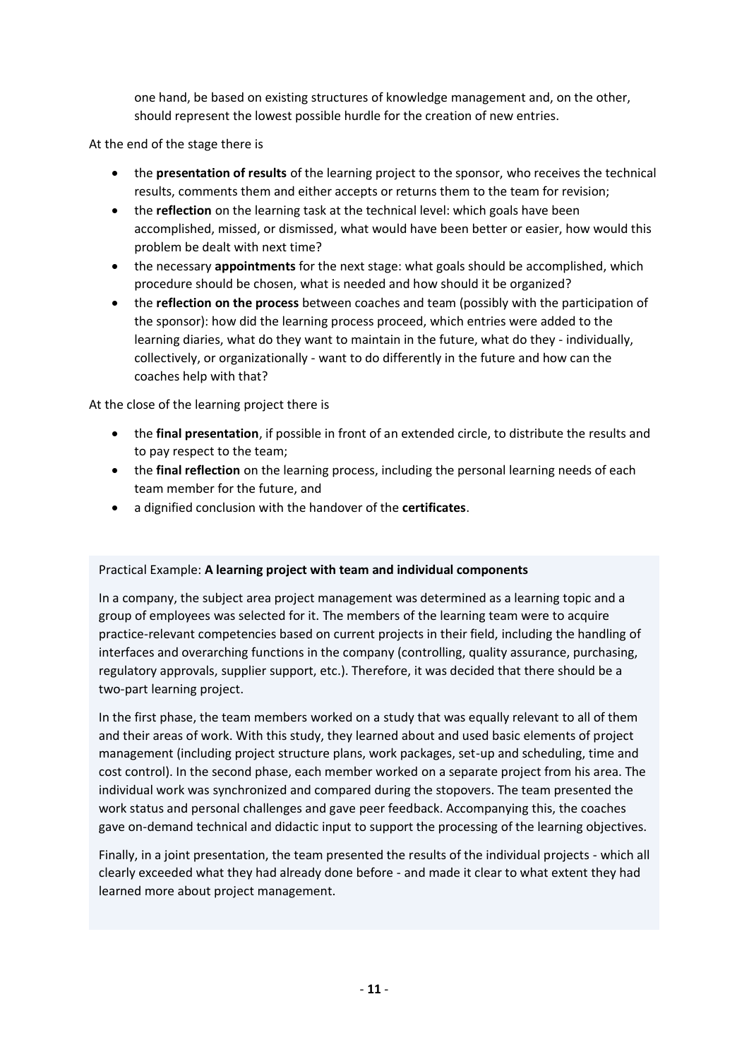one hand, be based on existing structures of knowledge management and, on the other, should represent the lowest possible hurdle for the creation of new entries.

At the end of the stage there is

- the **presentation of results** of the learning project to the sponsor, who receives the technical results, comments them and either accepts or returns them to the team for revision;
- the **reflection** on the learning task at the technical level: which goals have been accomplished, missed, or dismissed, what would have been better or easier, how would this problem be dealt with next time?
- the necessary **appointments** for the next stage: what goals should be accomplished, which procedure should be chosen, what is needed and how should it be organized?
- the **reflection on the process** between coaches and team (possibly with the participation of the sponsor): how did the learning process proceed, which entries were added to the learning diaries, what do they want to maintain in the future, what do they - individually, collectively, or organizationally - want to do differently in the future and how can the coaches help with that?

At the close of the learning project there is

- the **final presentation**, if possible in front of an extended circle, to distribute the results and to pay respect to the team;
- the **final reflection** on the learning process, including the personal learning needs of each team member for the future, and
- a dignified conclusion with the handover of the **certificates**.

Practical Example: **A learning project with team and individual components**

In a company, the subject area project management was determined as a learning topic and a group of employees was selected for it. The members of the learning team were to acquire practice-relevant competencies based on current projects in their field, including the handling of interfaces and overarching functions in the company (controlling, quality assurance, purchasing, regulatory approvals, supplier support, etc.). Therefore, it was decided that there should be a two-part learning project.

In the first phase, the team members worked on a study that was equally relevant to all of them and their areas of work. With this study, they learned about and used basic elements of project management (including project structure plans, work packages, set-up and scheduling, time and cost control). In the second phase, each member worked on a separate project from his area. The individual work was synchronized and compared during the stopovers. The team presented the work status and personal challenges and gave peer feedback. Accompanying this, the coaches gave on-demand technical and didactic input to support the processing of the learning objectives.

Finally, in a joint presentation, the team presented the results of the individual projects - which all clearly exceeded what they had already done before - and made it clear to what extent they had learned more about project management.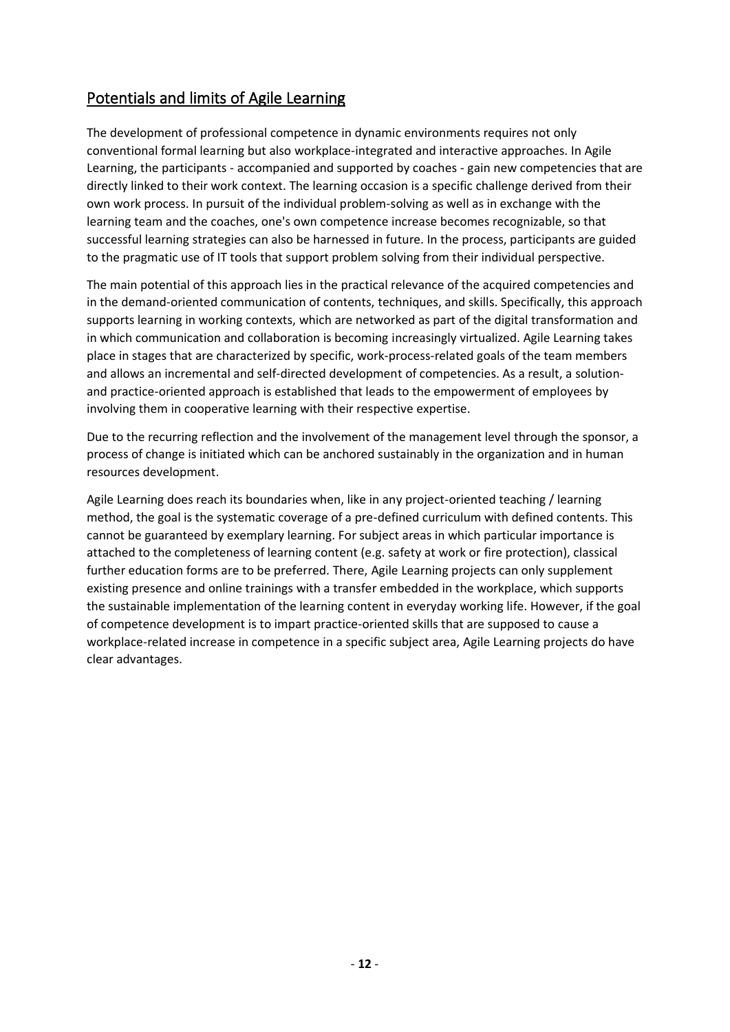## Potentials and limits of Agile Learning

The development of professional competence in dynamic environments requires not only conventional formal learning but also workplace-integrated and interactive approaches. In Agile Learning, the participants - accompanied and supported by coaches - gain new competencies that are directly linked to their work context. The learning occasion is a specific challenge derived from their own work process. In pursuit of the individual problem-solving as well as in exchange with the learning team and the coaches, one's own competence increase becomes recognizable, so that successful learning strategies can also be harnessed in future. In the process, participants are guided to the pragmatic use of IT tools that support problem solving from their individual perspective.

The main potential of this approach lies in the practical relevance of the acquired competencies and in the demand-oriented communication of contents, techniques, and skills. Specifically, this approach supports learning in working contexts, which are networked as part of the digital transformation and in which communication and collaboration is becoming increasingly virtualized. Agile Learning takes place in stages that are characterized by specific, work-process-related goals of the team members and allows an incremental and self-directed development of competencies. As a result, a solution- and practice-oriented approach is established that leads to the empowerment of employees by involving them in cooperative learning with their respective expertise.

Due to the recurring reflection and the involvement of the management level through the sponsor, a process of change is initiated which can be anchored sustainably in the organization and in human resources development.

Agile Learning does reach its boundaries when, like in any project-oriented teaching / learning method, the goal is the systematic coverage of a pre-defined curriculum with defined contents. This cannot be guaranteed by exemplary learning. For subject areas in which particular importance is attached to the completeness of learning content (e.g. safety at work or fire protection), classical further education forms are to be preferred. There, Agile Learning projects can only supplement existing presence and online trainings with a transfer embedded in the workplace, which supports the sustainable implementation of the learning content in everyday working life. However, if the goal of competence development is to impart practice-oriented skills that are supposed to cause a workplace-related increase in competence in a specific subject area, Agile Learning projects do have clear advantages.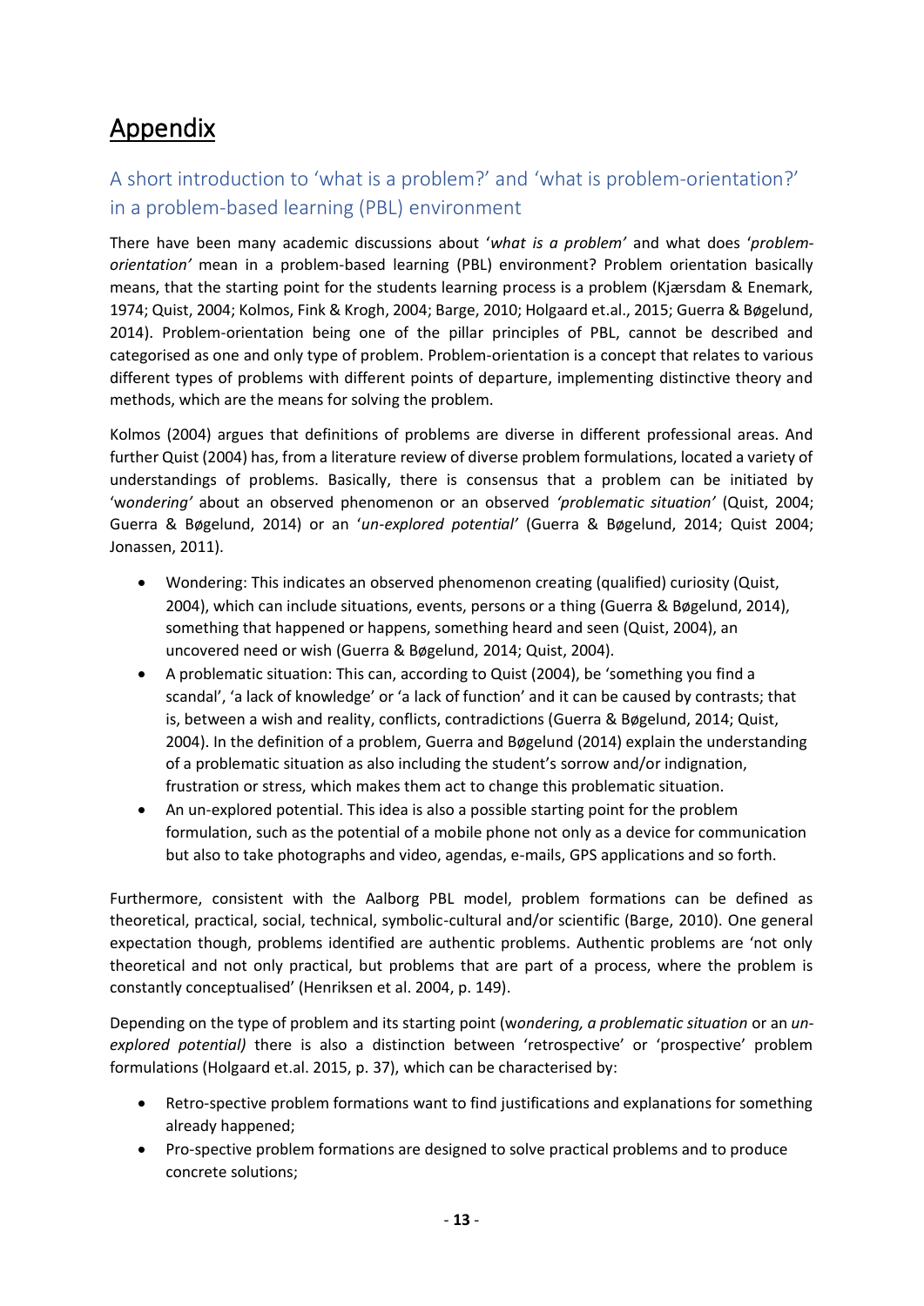# Appendix

## A short introduction to 'what is a problem?' and 'what is problem-orientation?' in a problem-based learning (PBL) environment

There have been many academic discussions about '*what is a problem'* and what does '*problem-orientation'* mean in a problem-based learning (PBL) environment? Problem orientation basically means, that the starting point for the students learning process is a problem (Kjærsdam & Enemark, 1974; Quist, 2004; Kolmos, Fink & Krogh, 2004; Barge, 2010; Holgaard et.al., 2015; Guerra & Bøgelund, 2014). Problem-orientation being one of the pillar principles of PBL, cannot be described and categorised as one and only type of problem. Problem-orientation is a concept that relates to various different types of problems with different points of departure, implementing distinctive theory and methods, which are the means for solving the problem.

Kolmos (2004) argues that definitions of problems are diverse in different professional areas. And further Quist (2004) has, from a literature review of diverse problem formulations, located a variety of understandings of problems. Basically, there is consensus that a problem can be initiated by '*wondering'* about an observed phenomenon or an observed *'problematic situation'* (Quist, 2004; Guerra & Bøgelund, 2014) or an '*un-explored potential'* (Guerra & Bøgelund, 2014; Quist 2004; Jonassen, 2011).

- Wondering: This indicates an observed phenomenon creating (qualified) curiosity (Quist, 2004), which can include situations, events, persons or a thing (Guerra & Bøgelund, 2014), something that happened or happens, something heard and seen (Quist, 2004), an uncovered need or wish (Guerra & Bøgelund, 2014; Quist, 2004).
- A problematic situation: This can, according to Quist (2004), be 'something you find a scandal', 'a lack of knowledge' or 'a lack of function' and it can be caused by contrasts; that is, between a wish and reality, conflicts, contradictions (Guerra & Bøgelund, 2014; Quist, 2004). In the definition of a problem, Guerra and Bøgelund (2014) explain the understanding of a problematic situation as also including the student's sorrow and/or indignation, frustration or stress, which makes them act to change this problematic situation.
- An un-explored potential. This idea is also a possible starting point for the problem formulation, such as the potential of a mobile phone not only as a device for communication but also to take photographs and video, agendas, e-mails, GPS applications and so forth.

Furthermore, consistent with the Aalborg PBL model, problem formations can be defined as theoretical, practical, social, technical, symbolic-cultural and/or scientific (Barge, 2010). One general expectation though, problems identified are authentic problems. Authentic problems are 'not only theoretical and not only practical, but problems that are part of a process, where the problem is constantly conceptualised' (Henriksen et al. 2004, p. 149).

Depending on the type of problem and its starting point (w*ondering, a problematic situation* or an *un-explored potential)* there is also a distinction between 'retrospective' or 'prospective' problem formulations (Holgaard et.al. 2015, p. 37), which can be characterised by:

- Retro-spective problem formations want to find justifications and explanations for something already happened;
- Pro-spective problem formations are designed to solve practical problems and to produce concrete solutions;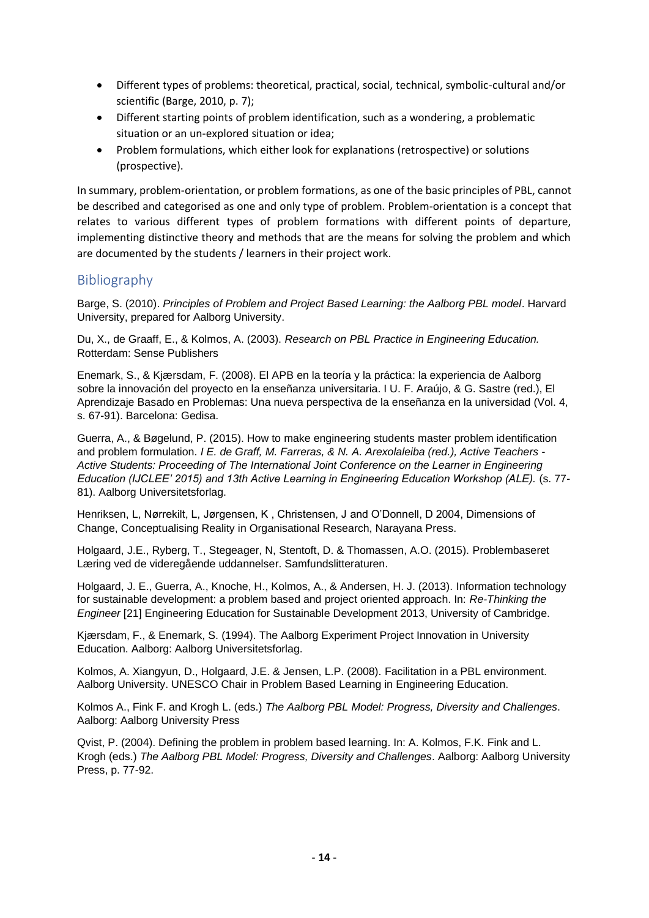- Different types of problems: theoretical, practical, social, technical, symbolic-cultural and/or scientific (Barge, 2010, p. 7);
- Different starting points of problem identification, such as a wondering, a problematic situation or an un-explored situation or idea;
- Problem formulations, which either look for explanations (retrospective) or solutions (prospective).

In summary, problem-orientation, or problem formations, as one of the basic principles of PBL, cannot be described and categorised as one and only type of problem. Problem-orientation is a concept that relates to various different types of problem formations with different points of departure, implementing distinctive theory and methods that are the means for solving the problem and which are documented by the students / learners in their project work.

## Bibliography

Barge, S. (2010). *Principles of Problem and Project Based Learning: the Aalborg PBL model*. Harvard University, prepared for Aalborg University.

Du, X., de Graaff, E., & Kolmos, A. (2003). *Research on PBL Practice in Engineering Education.* Rotterdam: Sense Publishers

Enemark, S., & Kjærsdam, F. (2008). El APB en la teoría y la práctica: la experiencia de Aalborg sobre la innovación del proyecto en la enseñanza universitaria. I U. F. Araújo, & G. Sastre (red.), El Aprendizaje Basado en Problemas: Una nueva perspectiva de la enseñanza en la universidad (Vol. 4, s. 67-91). Barcelona: Gedisa.

Guerra, A., & Bøgelund, P. (2015). How to make engineering students master problem identification and problem formulation. *I E. de Graff, M. Farreras, & N. A. Arexolaleiba (red.), Active Teachers - Active Students: Proceeding of The International Joint Conference on the Learner in Engineering Education (IJCLEE' 2015) and 13th Active Learning in Engineering Education Workshop (ALE).* (s. 77-81). Aalborg Universitetsforlag.

Henriksen, L, Nørrekilt, L, Jørgensen, K , Christensen, J and O'Donnell, D 2004, Dimensions of Change, Conceptualising Reality in Organisational Research, Narayana Press.

Holgaard, J.E., Ryberg, T., Stegeager, N, Stentoft, D. & Thomassen, A.O. (2015). Problembaseret Læring ved de videregående uddannelser. Samfundslitteraturen.

Holgaard, J. E., Guerra, A., Knoche, H., Kolmos, A., & Andersen, H. J. (2013). Information technology for sustainable development: a problem based and project oriented approach. In: *Re-Thinking the Engineer* [21] Engineering Education for Sustainable Development 2013, University of Cambridge.

Kjærsdam, F., & Enemark, S. (1994). The Aalborg Experiment Project Innovation in University Education. Aalborg: Aalborg Universitetsforlag.

Kolmos, A. Xiangyun, D., Holgaard, J.E. & Jensen, L.P. (2008). Facilitation in a PBL environment. Aalborg University. UNESCO Chair in Problem Based Learning in Engineering Education.

Kolmos A., Fink F. and Krogh L. (eds.) *The Aalborg PBL Model: Progress, Diversity and Challenges*. Aalborg: Aalborg University Press

Qvist, P. (2004). Defining the problem in problem based learning. In: A. Kolmos, F.K. Fink and L. Krogh (eds.) *The Aalborg PBL Model: Progress, Diversity and Challenges*. Aalborg: Aalborg University Press, p. 77-92.